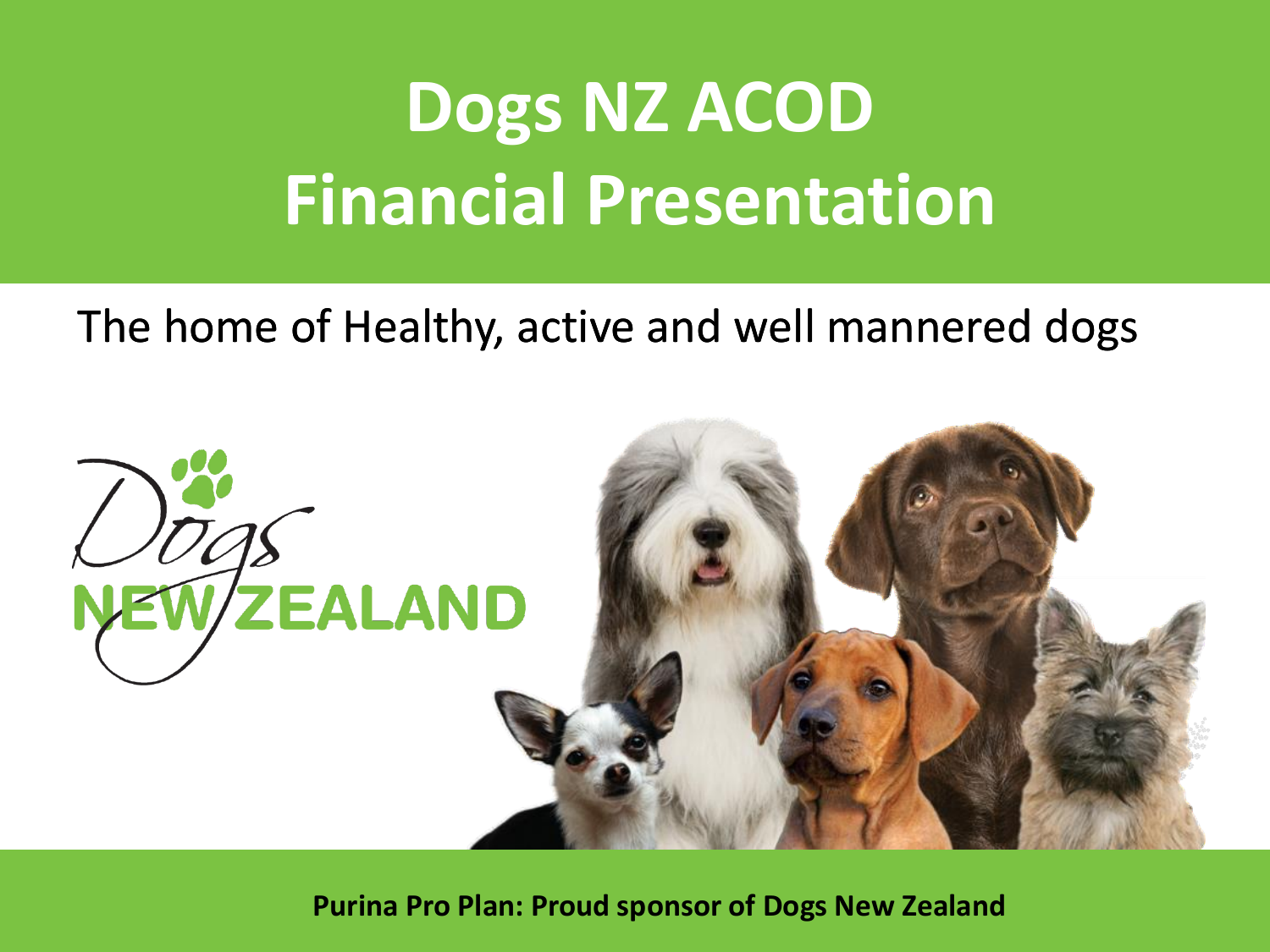# Dogs NZ ACOD Financial Presentation

The home of Healthy, active and well mannered dogs

Dogs NEW ZEALAND

**Purina Pro Plan: Proud sponsor of Dogs New Zealand**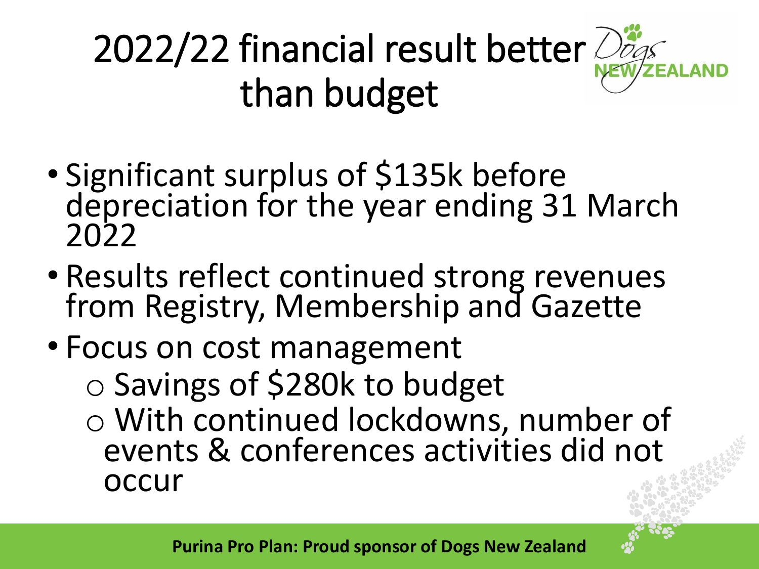# 2022/22 financial result better than budget

- Significant surplus of $135k before depreciation for the year ending 31 March 2022
- Results reflect continued strong revenues from Registry, Membership and Gazette
- Focus on cost management
  - Savings of $280k to budget
  - With continued lockdowns, number of events & conferences activities did not occur

**Purina Pro Plan: Proud sponsor of Dogs New Zealand**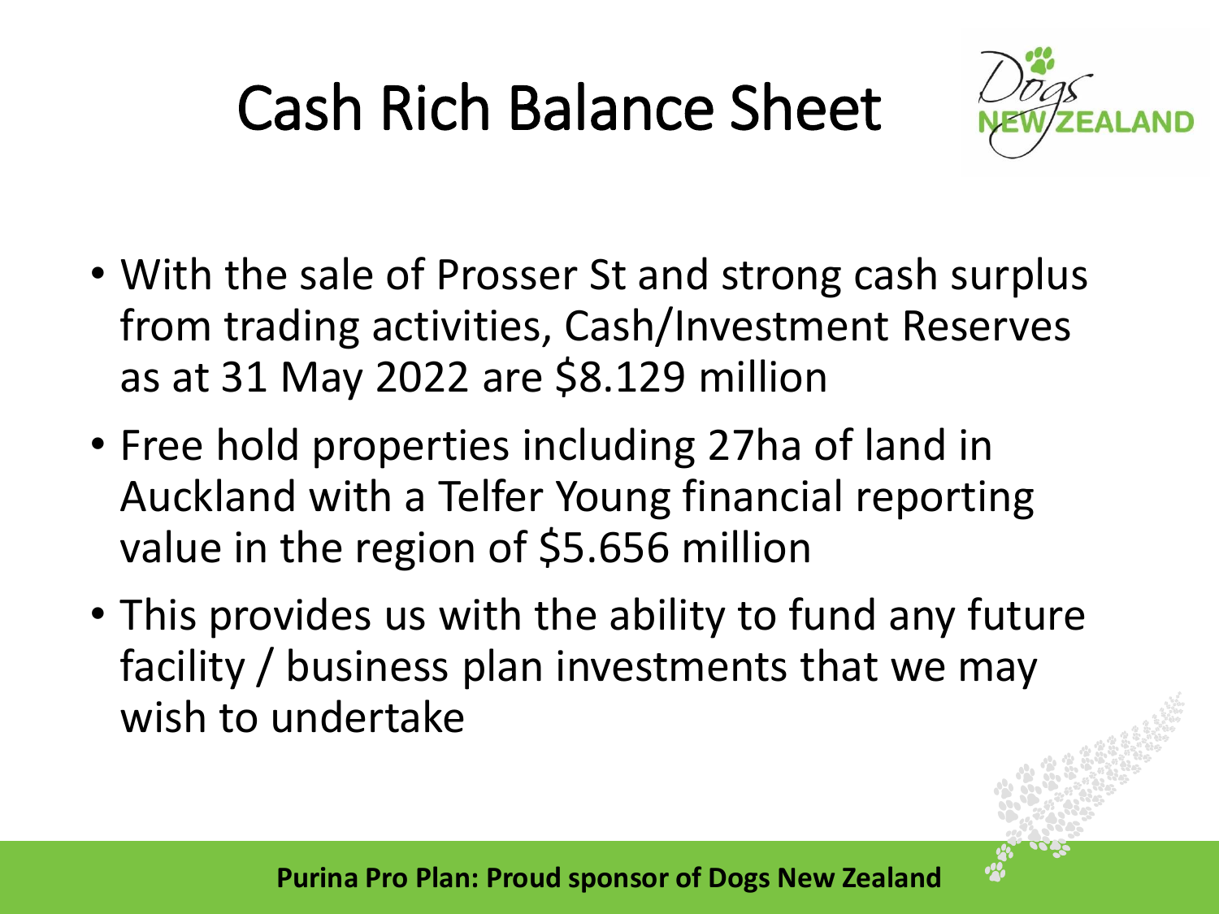# Cash Rich Balance Sheet

- With the sale of Prosser St and strong cash surplus from trading activities, Cash/Investment Reserves as at 31 May 2022 are $8.129 million
- Free hold properties including 27ha of land in Auckland with a Telfer Young financial reporting value in the region of $5.656 million
- This provides us with the ability to fund any future facility / business plan investments that we may wish to undertake

**Purina Pro Plan: Proud sponsor of Dogs New Zealand**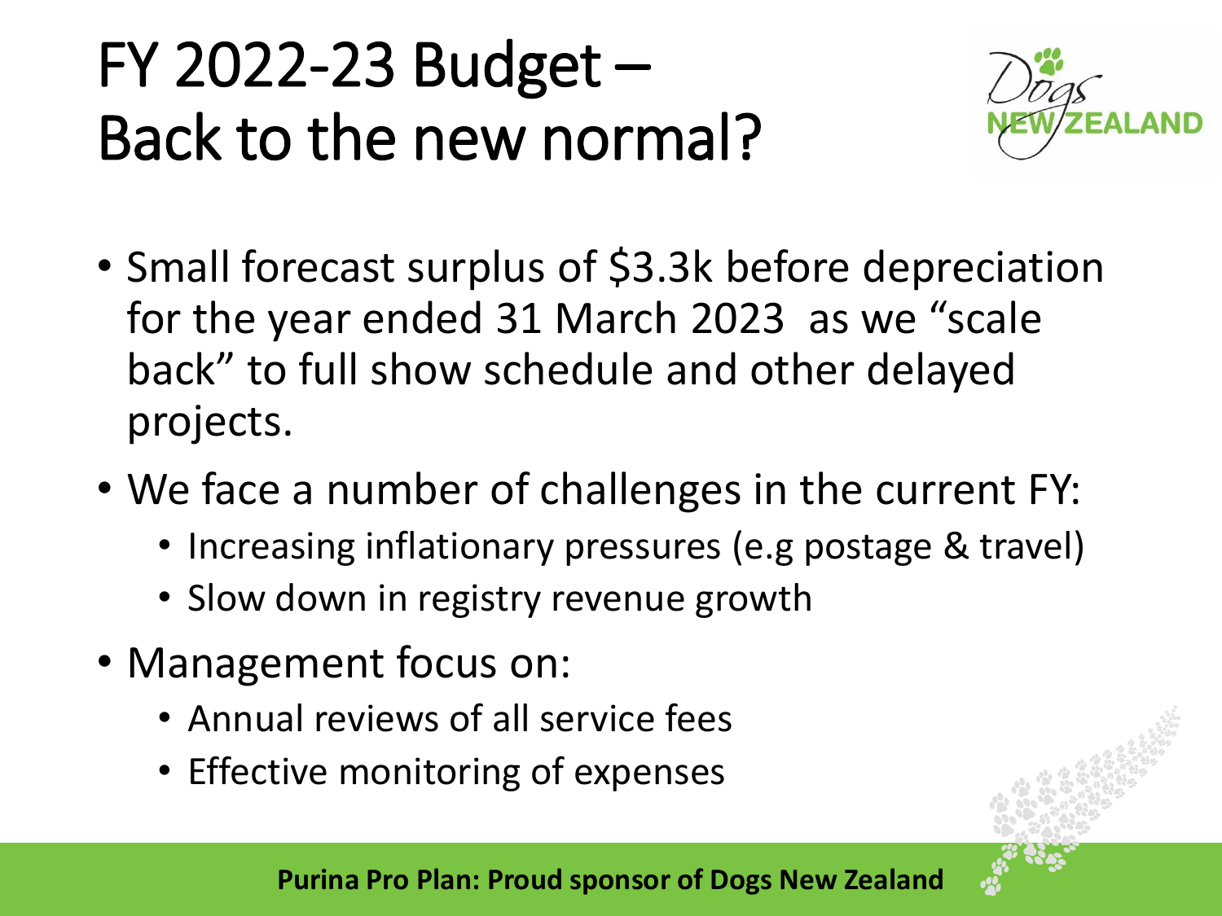# FY 2022-23 Budget – Back to the new normal?

- Small forecast surplus of $3.3k before depreciation for the year ended 31 March 2023  as we "scale back" to full show schedule and other delayed projects.
- We face a number of challenges in the current FY:
  - Increasing inflationary pressures (e.g postage & travel)
  - Slow down in registry revenue growth
- Management focus on:
  - Annual reviews of all service fees
  - Effective monitoring of expenses

**Purina Pro Plan: Proud sponsor of Dogs New Zealand**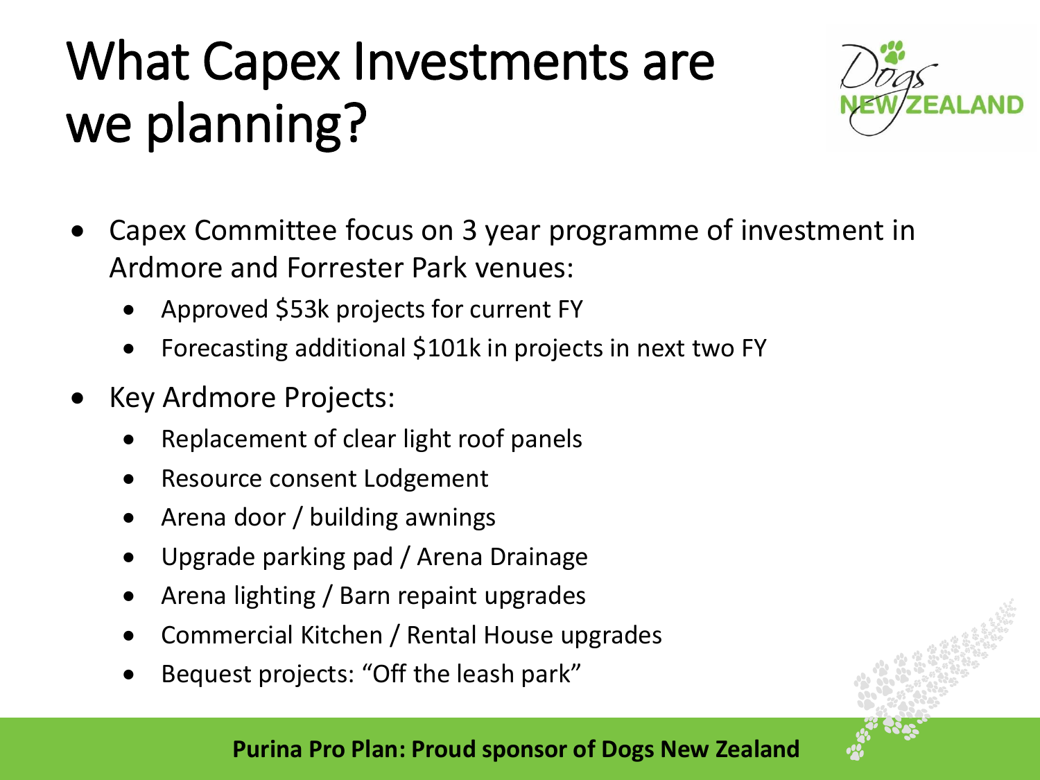# What Capex Investments are we planning?

- Capex Committee focus on 3 year programme of investment in Ardmore and Forrester Park venues:
  - Approved $53k projects for current FY
  - Forecasting additional $101k in projects in next two FY
- Key Ardmore Projects:
  - Replacement of clear light roof panels
  - Resource consent Lodgement
  - Arena door / building awnings
  - Upgrade parking pad / Arena Drainage
  - Arena lighting / Barn repaint upgrades
  - Commercial Kitchen / Rental House upgrades
  - Bequest projects: “Off the leash park”

**Purina Pro Plan: Proud sponsor of Dogs New Zealand**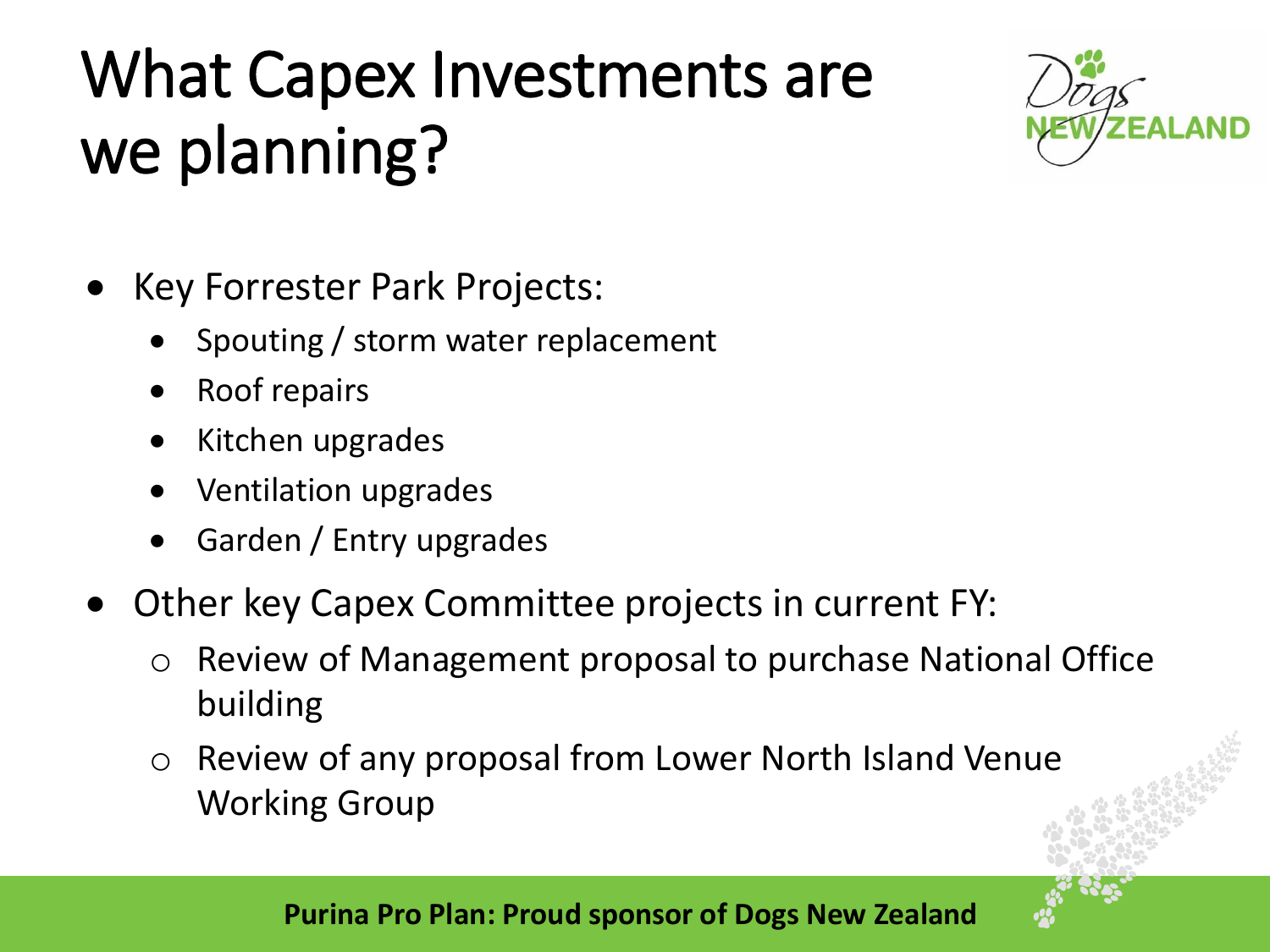# What Capex Investments are we planning?

- Key Forrester Park Projects:
  - Spouting / storm water replacement
  - Roof repairs
  - Kitchen upgrades
  - Ventilation upgrades
  - Garden / Entry upgrades
- Other key Capex Committee projects in current FY:
  - Review of Management proposal to purchase National Office building
  - Review of any proposal from Lower North Island Venue Working Group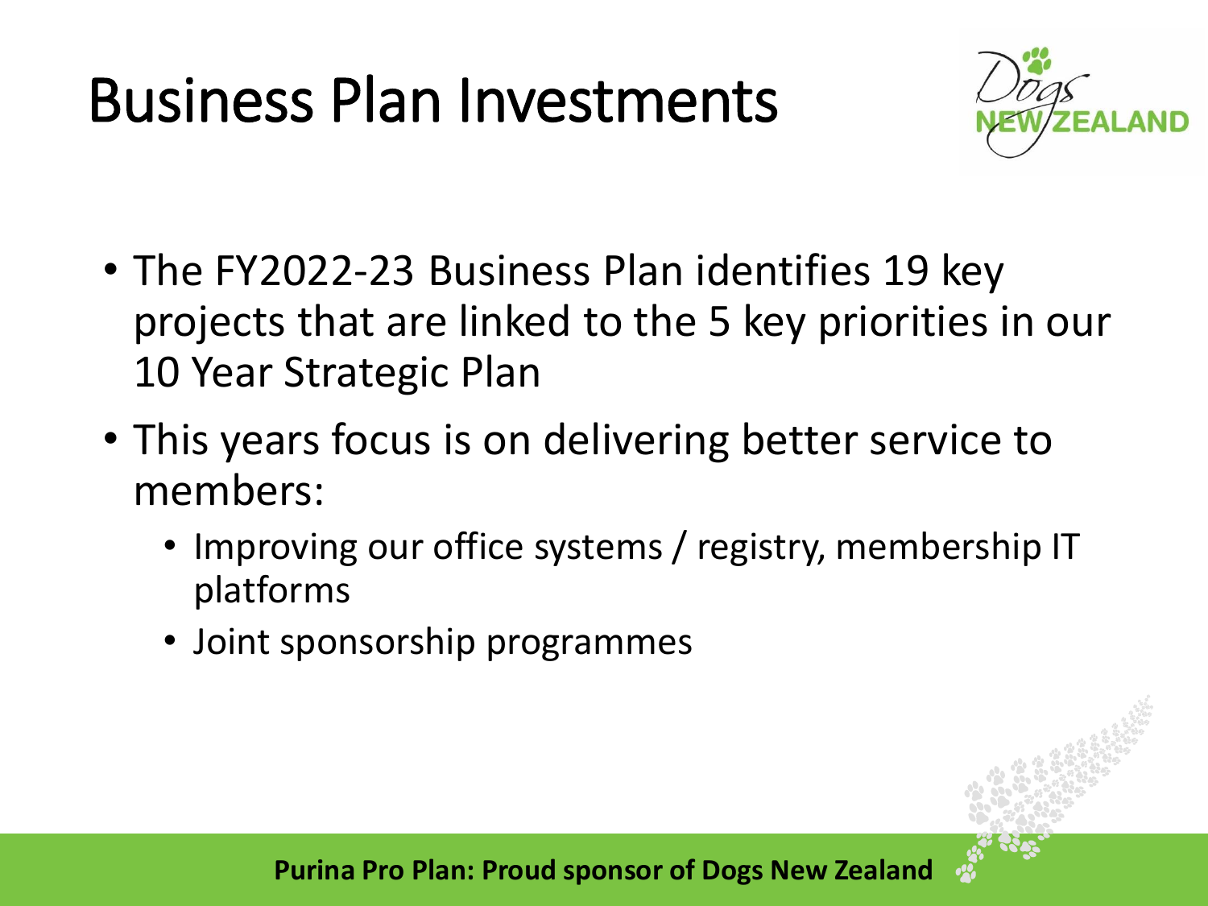# Business Plan Investments

- The FY2022-23 Business Plan identifies 19 key projects that are linked to the 5 key priorities in our 10 Year Strategic Plan
- This years focus is on delivering better service to members:
  - Improving our office systems / registry, membership IT platforms
  - Joint sponsorship programmes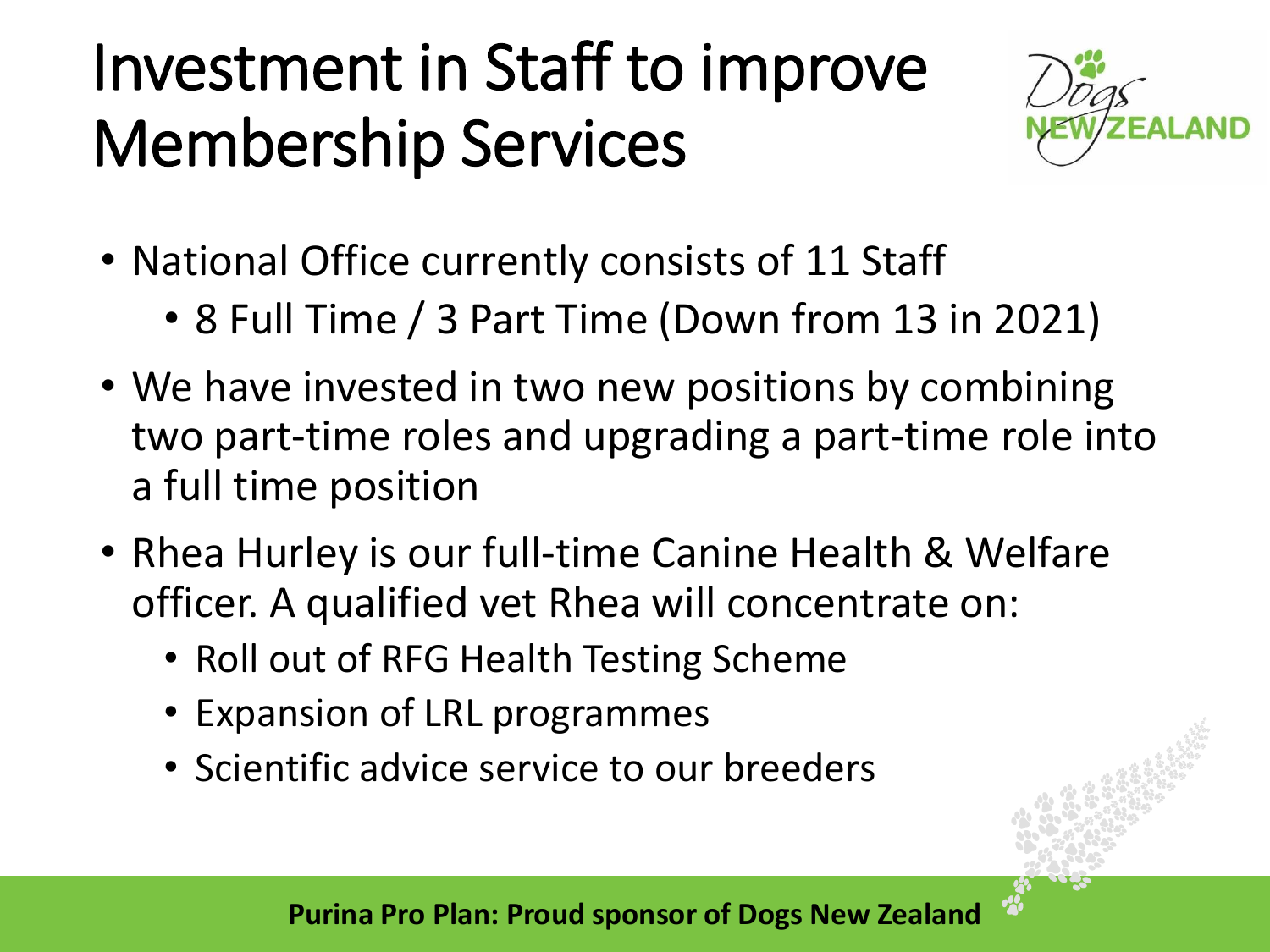# Investment in Staff to improve Membership Services

- National Office currently consists of 11 Staff
  - 8 Full Time / 3 Part Time (Down from 13 in 2021)
- We have invested in two new positions by combining two part-time roles and upgrading a part-time role into a full time position
- Rhea Hurley is our full-time Canine Health & Welfare officer. A qualified vet Rhea will concentrate on:
  - Roll out of RFG Health Testing Scheme
  - Expansion of LRL programmes
  - Scientific advice service to our breeders

**Purina Pro Plan: Proud sponsor of Dogs New Zealand**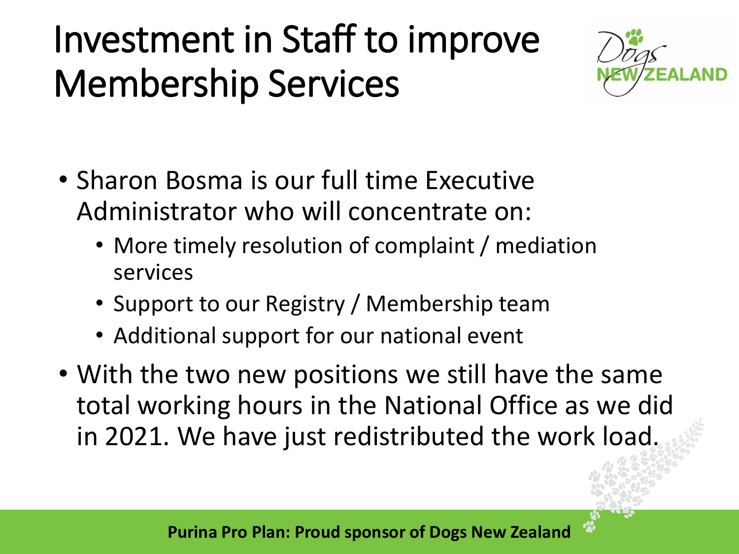# Investment in Staff to improve Membership Services

- Sharon Bosma is our full time Executive Administrator who will concentrate on:
  - More timely resolution of complaint / mediation services
  - Support to our Registry / Membership team
  - Additional support for our national event
- With the two new positions we still have the same total working hours in the National Office as we did in 2021. We have just redistributed the work load.

**Purina Pro Plan: Proud sponsor of Dogs New Zealand**